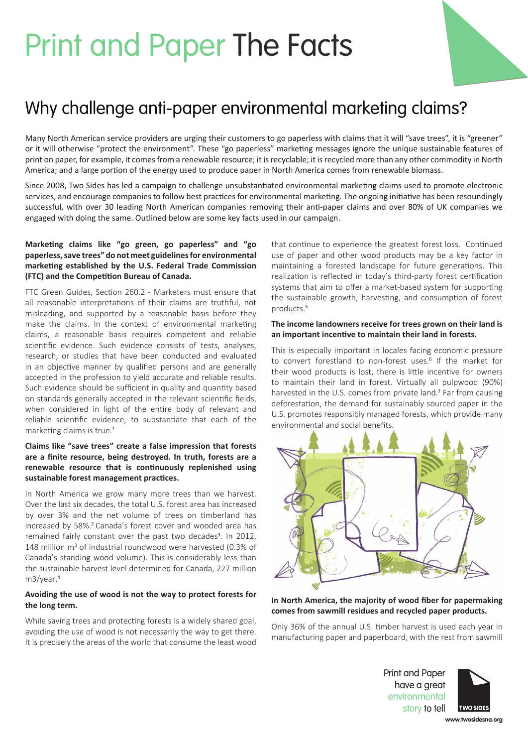# Print and Paper The Facts

## Why challenge anti-paper environmental marketing claims?

Many North American service providers are urging their customers to go paperless with claims that it will "save trees", it is "greener" or it will otherwise "protect the environment". These "go paperless" marketing messages ignore the unique sustainable features of print on paper, for example, it comes from a renewable resource; it is recyclable; it is recycled more than any other commodity in North America; and a large portion of the energy used to produce paper in North America comes from renewable biomass.

Since 2008, Two Sides has led a campaign to challenge unsubstantiated environmental marketing claims used to promote electronic services, and encourage companies to follow best practices for environmental marketing. The ongoing initiative has been resoundingly successful, with over 30 leading North American companies removing their anti-paper claims and over 80% of UK companies we engaged with doing the same. Outlined below are some key facts used in our campaign.

**Marketing claims like "go green, go paperless" and "go paperless, save trees" do not meet guidelines for environmental marketing established by the U.S. Federal Trade Commission (FTC) and the Competition Bureau of Canada.**

FTC Green Guides, Section 260.2 - Marketers must ensure that all reasonable interpretations of their claims are truthful, not misleading, and supported by a reasonable basis before they make the claims. In the context of environmental marketing claims, a reasonable basis requires competent and reliable scientific evidence. Such evidence consists of tests, analyses, research, or studies that have been conducted and evaluated in an objective manner by qualified persons and are generally accepted in the profession to yield accurate and reliable results. Such evidence should be sufficient in quality and quantity based on standards generally accepted in the relevant scientific fields, when considered in light of the entire body of relevant and reliable scientific evidence, to substantiate that each of the marketing claims is true.[1]

**Claims like "save trees" create a false impression that forests are a finite resource, being destroyed. In truth, forests are a renewable resource that is continuously replenished using sustainable forest management practices.**

In North America we grow many more trees than we harvest. Over the last six decades, the total U.S. forest area has increased by over 3% and the net volume of trees on timberland has increased by 58%.[2] Canada's forest cover and wooded area has remained fairly constant over the past two decades[3]. In 2012, 148 million $m^3$ of industrial roundwood were harvested (0.3% of Canada's standing wood volume). This is considerably less than the sustainable harvest level determined for Canada, 227 million m3/year.[4]

**Avoiding the use of wood is not the way to protect forests for the long term.**

While saving trees and protecting forests is a widely shared goal, avoiding the use of wood is not necessarily the way to get there. It is precisely the areas of the world that consume the least wood that continue to experience the greatest forest loss. Continued use of paper and other wood products may be a key factor in maintaining a forested landscape for future generations. This realization is reflected in today's third-party forest certification systems that aim to offer a market-based system for supporting the sustainable growth, harvesting, and consumption of forest products.[5]

**The income landowners receive for trees grown on their land is an important incentive to maintain their land in forests.**

This is especially important in locales facing economic pressure to convert forestland to non-forest uses.[6] If the market for their wood products is lost, there is little incentive for owners to maintain their land in forest. Virtually all pulpwood (90%) harvested in the U.S. comes from private land.[7] Far from causing deforestation, the demand for sustainably sourced paper in the U.S. promotes responsibly managed forests, which provide many environmental and social benefits.

**In North America, the majority of wood fiber for papermaking comes from sawmill residues and recycled paper products.**

Only 36% of the annual U.S. timber harvest is used each year in manufacturing paper and paperboard, with the rest from sawmill

Print and Paper have a great environmental story to tell

TWO SIDES

www.twosidesna.org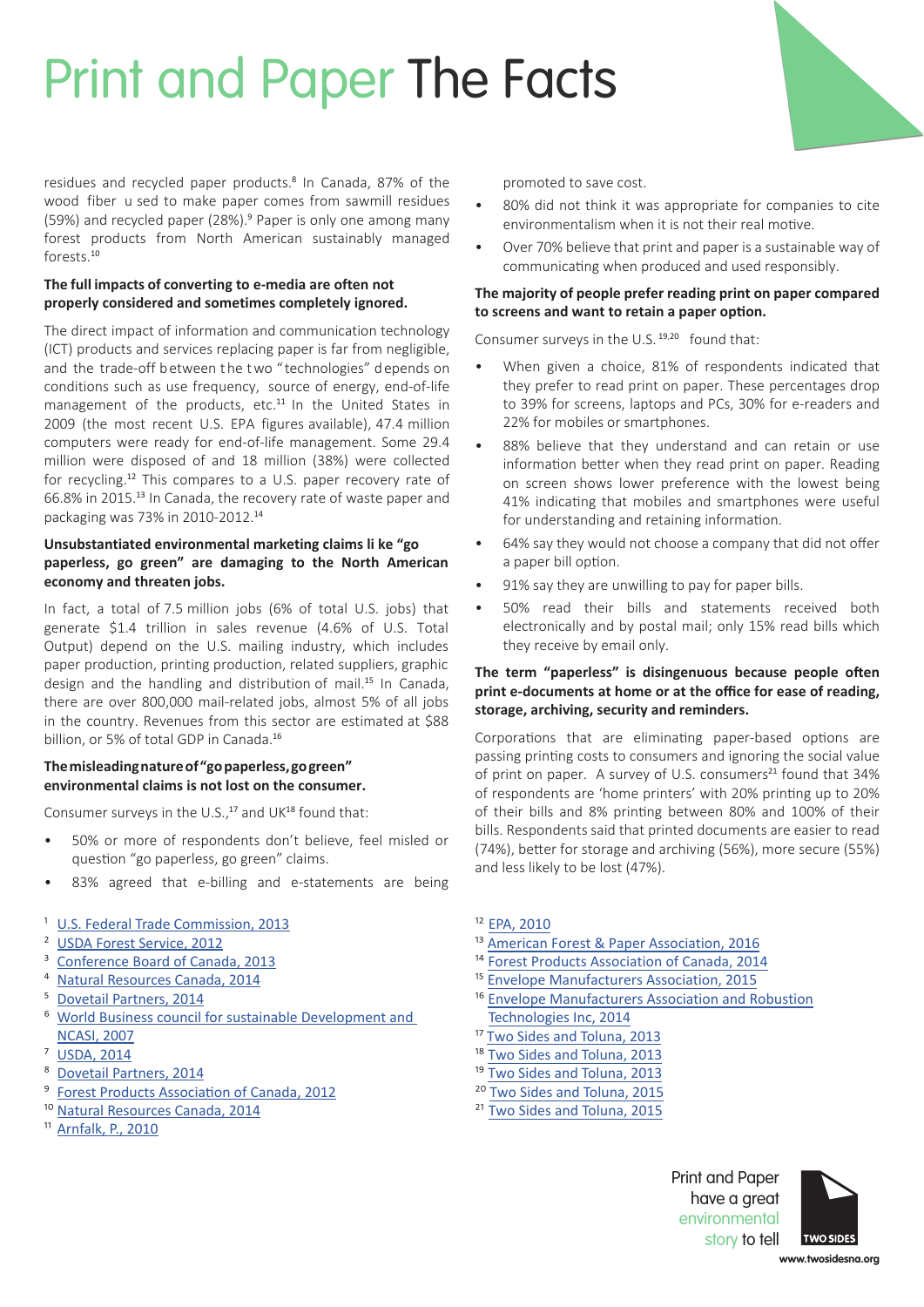# Print and Paper The Facts

residues and recycled paper products.[8] In Canada, 87% of the wood fiber used to make paper comes from sawmill residues (59%) and recycled paper (28%).[9] Paper is only one among many forest products from North American sustainably managed forests.[10]

**The full impacts of converting to e-media are often not properly considered and sometimes completely ignored.**

The direct impact of information and communication technology (ICT) products and services replacing paper is far from negligible, and the trade-off between the two "technologies" depends on conditions such as use frequency, source of energy, end-of-life management of the products, etc.[11] In the United States in 2009 (the most recent U.S. EPA figures available), 47.4 million computers were ready for end-of-life management. Some 29.4 million were disposed of and 18 million (38%) were collected for recycling.[12] This compares to a U.S. paper recovery rate of 66.8% in 2015.[13] In Canada, the recovery rate of waste paper and packaging was 73% in 2010-2012.[14]

**Unsubstantiated environmental marketing claims like "go paperless, go green" are damaging to the North American economy and threaten jobs.**

In fact, a total of 7.5 million jobs (6% of total U.S. jobs) that generate $1.4 trillion in sales revenue (4.6% of U.S. Total Output) depend on the U.S. mailing industry, which includes paper production, printing production, related suppliers, graphic design and the handling and distribution of mail.[15] In Canada, there are over 800,000 mail-related jobs, almost 5% of all jobs in the country. Revenues from this sector are estimated at $88 billion, or 5% of total GDP in Canada.[16]

**The misleading nature of "go paperless, go green" environmental claims is not lost on the consumer.**

Consumer surveys in the U.S.,[17] and UK[18] found that:

- 50% or more of respondents don't believe, feel misled or question "go paperless, go green" claims.
- 83% agreed that e-billing and e-statements are being promoted to save cost.
- 80% did not think it was appropriate for companies to cite environmentalism when it is not their real motive.
- Over 70% believe that print and paper is a sustainable way of communicating when produced and used responsibly.

**The majority of people prefer reading print on paper compared to screens and want to retain a paper option.**

Consumer surveys in the U.S.[19,20] found that:

- When given a choice, 81% of respondents indicated that they prefer to read print on paper. These percentages drop to 39% for screens, laptops and PCs, 30% for e-readers and 22% for mobiles or smartphones.
- 88% believe that they understand and can retain or use information better when they read print on paper. Reading on screen shows lower preference with the lowest being 41% indicating that mobiles and smartphones were useful for understanding and retaining information.
- 64% say they would not choose a company that did not offer a paper bill option.
- 91% say they are unwilling to pay for paper bills.
- 50% read their bills and statements received both electronically and by postal mail; only 15% read bills which they receive by email only.

**The term "paperless" is disingenuous because people often print e-documents at home or at the office for ease of reading, storage, archiving, security and reminders.**

Corporations that are eliminating paper-based options are passing printing costs to consumers and ignoring the social value of print on paper. A survey of U.S. consumers[21] found that 34% of respondents are 'home printers' with 20% printing up to 20% of their bills and 8% printing between 80% and 100% of their bills. Respondents said that printed documents are easier to read (74%), better for storage and archiving (56%), more secure (55%) and less likely to be lost (47%).

1. U.S. Federal Trade Commission, 2013
2. USDA Forest Service, 2012
3. Conference Board of Canada, 2013
4. Natural Resources Canada, 2014
5. Dovetail Partners, 2014
6. World Business council for sustainable Development and NCASI, 2007
7. USDA, 2014
8. Dovetail Partners, 2014
9. Forest Products Association of Canada, 2012
10. Natural Resources Canada, 2014
11. Arnfalk, P., 2010
12. EPA, 2010
13. American Forest & Paper Association, 2016
14. Forest Products Association of Canada, 2014
15. Envelope Manufacturers Association, 2015
16. Envelope Manufacturers Association and Robustion Technologies Inc, 2014
17. Two Sides and Toluna, 2013
18. Two Sides and Toluna, 2013
19. Two Sides and Toluna, 2013
20. Two Sides and Toluna, 2015
21. Two Sides and Toluna, 2015

Print and Paper have a great environmental story to tell

TWO SIDES

www.twosidesna.org